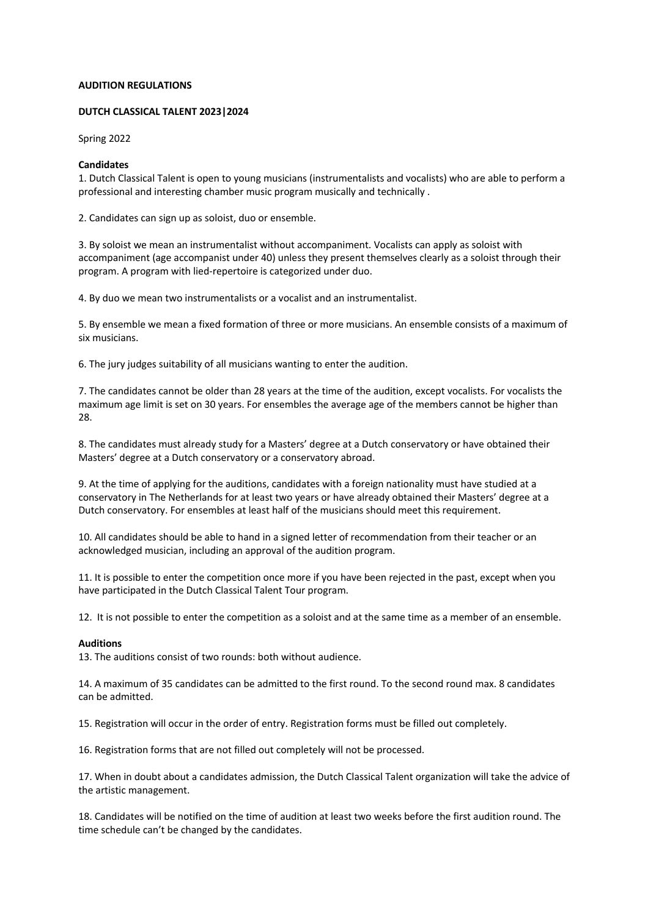**AUDITION REGULATIONS**

**DUTCH CLASSICAL TALENT 2023|2024**

Spring 2022

**Candidates**

1. Dutch Classical Talent is open to young musicians (instrumentalists and vocalists) who are able to perform a professional and interesting chamber music program musically and technically .

2. Candidates can sign up as soloist, duo or ensemble.

3. By soloist we mean an instrumentalist without accompaniment. Vocalists can apply as soloist with accompaniment (age accompanist under 40) unless they present themselves clearly as a soloist through their program. A program with lied-repertoire is categorized under duo.

4. By duo we mean two instrumentalists or a vocalist and an instrumentalist.

5. By ensemble we mean a fixed formation of three or more musicians. An ensemble consists of a maximum of six musicians.

6. The jury judges suitability of all musicians wanting to enter the audition.

7. The candidates cannot be older than 28 years at the time of the audition, except vocalists. For vocalists the maximum age limit is set on 30 years. For ensembles the average age of the members cannot be higher than 28.

8. The candidates must already study for a Masters' degree at a Dutch conservatory or have obtained their Masters' degree at a Dutch conservatory or a conservatory abroad.

9. At the time of applying for the auditions, candidates with a foreign nationality must have studied at a conservatory in The Netherlands for at least two years or have already obtained their Masters' degree at a Dutch conservatory. For ensembles at least half of the musicians should meet this requirement.

10. All candidates should be able to hand in a signed letter of recommendation from their teacher or an acknowledged musician, including an approval of the audition program.

11. It is possible to enter the competition once more if you have been rejected in the past, except when you have participated in the Dutch Classical Talent Tour program.

12. It is not possible to enter the competition as a soloist and at the same time as a member of an ensemble.

**Auditions**

13. The auditions consist of two rounds: both without audience.

14. A maximum of 35 candidates can be admitted to the first round. To the second round max. 8 candidates can be admitted.

15. Registration will occur in the order of entry. Registration forms must be filled out completely.

16. Registration forms that are not filled out completely will not be processed.

17. When in doubt about a candidates admission, the Dutch Classical Talent organization will take the advice of the artistic management.

18. Candidates will be notified on the time of audition at least two weeks before the first audition round. The time schedule can't be changed by the candidates.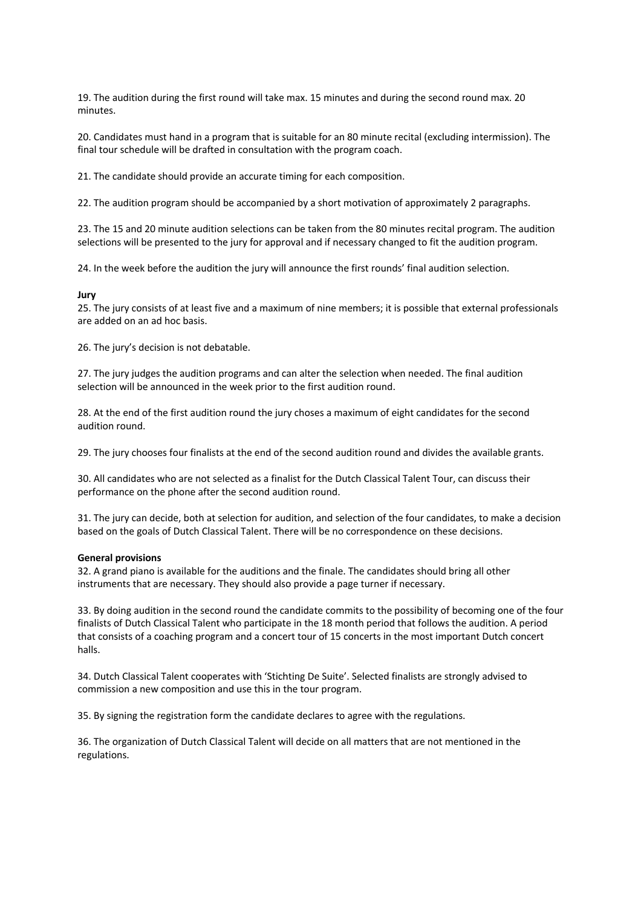19. The audition during the first round will take max. 15 minutes and during the second round max. 20 minutes.

20. Candidates must hand in a program that is suitable for an 80 minute recital (excluding intermission). The final tour schedule will be drafted in consultation with the program coach.

21. The candidate should provide an accurate timing for each composition.

22. The audition program should be accompanied by a short motivation of approximately 2 paragraphs.

23. The 15 and 20 minute audition selections can be taken from the 80 minutes recital program. The audition selections will be presented to the jury for approval and if necessary changed to fit the audition program.

24. In the week before the audition the jury will announce the first rounds' final audition selection.

**Jury**

25. The jury consists of at least five and a maximum of nine members; it is possible that external professionals are added on an ad hoc basis.

26. The jury's decision is not debatable.

27. The jury judges the audition programs and can alter the selection when needed. The final audition selection will be announced in the week prior to the first audition round.

28. At the end of the first audition round the jury choses a maximum of eight candidates for the second audition round.

29. The jury chooses four finalists at the end of the second audition round and divides the available grants.

30. All candidates who are not selected as a finalist for the Dutch Classical Talent Tour, can discuss their performance on the phone after the second audition round.

31. The jury can decide, both at selection for audition, and selection of the four candidates, to make a decision based on the goals of Dutch Classical Talent. There will be no correspondence on these decisions.

**General provisions**

32. A grand piano is available for the auditions and the finale. The candidates should bring all other instruments that are necessary. They should also provide a page turner if necessary.

33. By doing audition in the second round the candidate commits to the possibility of becoming one of the four finalists of Dutch Classical Talent who participate in the 18 month period that follows the audition. A period that consists of a coaching program and a concert tour of 15 concerts in the most important Dutch concert halls.

34. Dutch Classical Talent cooperates with 'Stichting De Suite'. Selected finalists are strongly advised to commission a new composition and use this in the tour program.

35. By signing the registration form the candidate declares to agree with the regulations.

36. The organization of Dutch Classical Talent will decide on all matters that are not mentioned in the regulations.